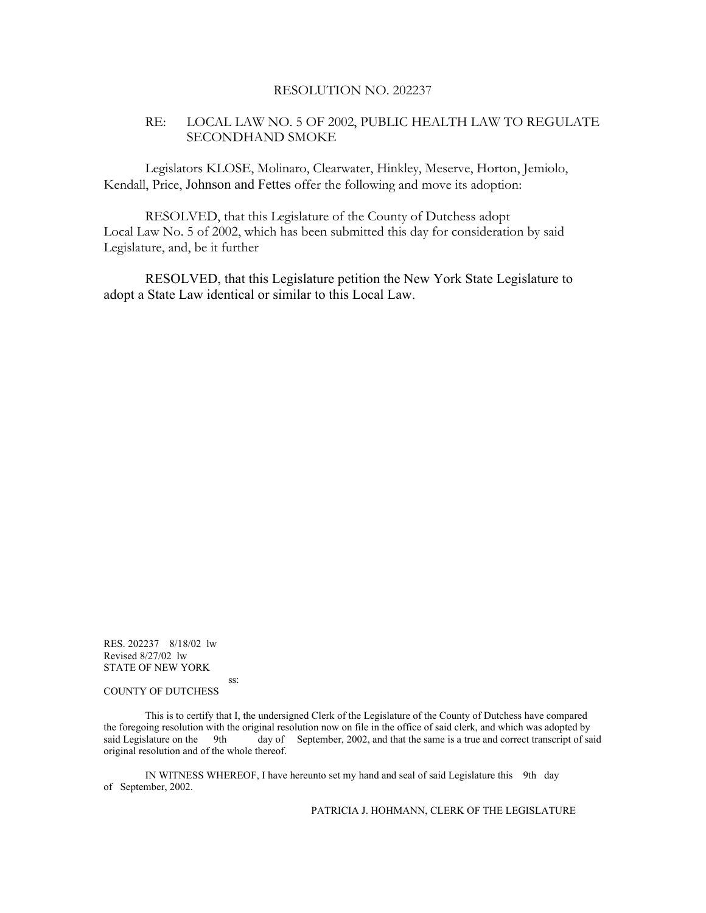# RESOLUTION NO. 202237

RE: LOCAL LAW NO. 5 OF 2002, PUBLIC HEALTH LAW TO REGULATE SECONDHAND SMOKE

Legislators KLOSE, Molinaro, Clearwater, Hinkley, Meserve, Horton, Jemiolo, Kendall, Price, Johnson and Fettes offer the following and move its adoption:

RESOLVED, that this Legislature of the County of Dutchess adopt Local Law No. 5 of 2002, which has been submitted this day for consideration by said Legislature, and, be it further

RESOLVED, that this Legislature petition the New York State Legislature to adopt a State Law identical or similar to this Local Law.

RES. 202237 8/18/02 lw
Revised 8/27/02 lw

STATE OF NEW YORK

ss:

COUNTY OF DUTCHESS

This is to certify that I, the undersigned Clerk of the Legislature of the County of Dutchess have compared the foregoing resolution with the original resolution now on file in the office of said clerk, and which was adopted by said Legislature on the 9th day of September, 2002, and that the same is a true and correct transcript of said original resolution and of the whole thereof.

IN WITNESS WHEREOF, I have hereunto set my hand and seal of said Legislature this 9th day of September, 2002.

PATRICIA J. HOHMANN, CLERK OF THE LEGISLATURE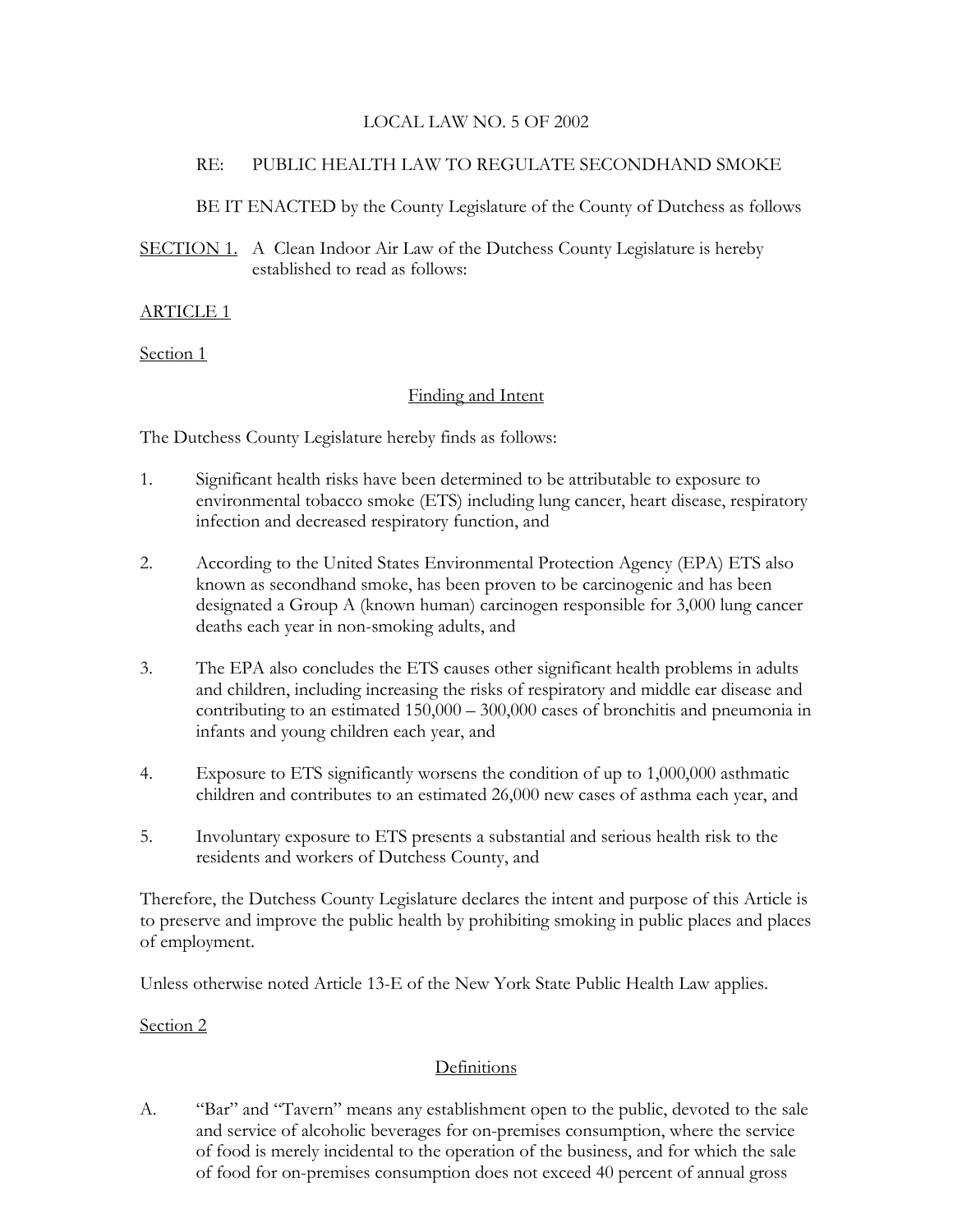LOCAL LAW NO. 5 OF 2002

RE: PUBLIC HEALTH LAW TO REGULATE SECONDHAND SMOKE

BE IT ENACTED by the County Legislature of the County of Dutchess as follows

SECTION 1. A Clean Indoor Air Law of the Dutchess County Legislature is hereby established to read as follows:

ARTICLE 1

Section 1

Finding and Intent

The Dutchess County Legislature hereby finds as follows:

1. Significant health risks have been determined to be attributable to exposure to environmental tobacco smoke (ETS) including lung cancer, heart disease, respiratory infection and decreased respiratory function, and

2. According to the United States Environmental Protection Agency (EPA) ETS also known as secondhand smoke, has been proven to be carcinogenic and has been designated a Group A (known human) carcinogen responsible for 3,000 lung cancer deaths each year in non-smoking adults, and

3. The EPA also concludes the ETS causes other significant health problems in adults and children, including increasing the risks of respiratory and middle ear disease and contributing to an estimated 150,000 – 300,000 cases of bronchitis and pneumonia in infants and young children each year, and

4. Exposure to ETS significantly worsens the condition of up to 1,000,000 asthmatic children and contributes to an estimated 26,000 new cases of asthma each year, and

5. Involuntary exposure to ETS presents a substantial and serious health risk to the residents and workers of Dutchess County, and

Therefore, the Dutchess County Legislature declares the intent and purpose of this Article is to preserve and improve the public health by prohibiting smoking in public places and places of employment.

Unless otherwise noted Article 13-E of the New York State Public Health Law applies.

Section 2

Definitions

A. "Bar" and "Tavern" means any establishment open to the public, devoted to the sale and service of alcoholic beverages for on-premises consumption, where the service of food is merely incidental to the operation of the business, and for which the sale of food for on-premises consumption does not exceed 40 percent of annual gross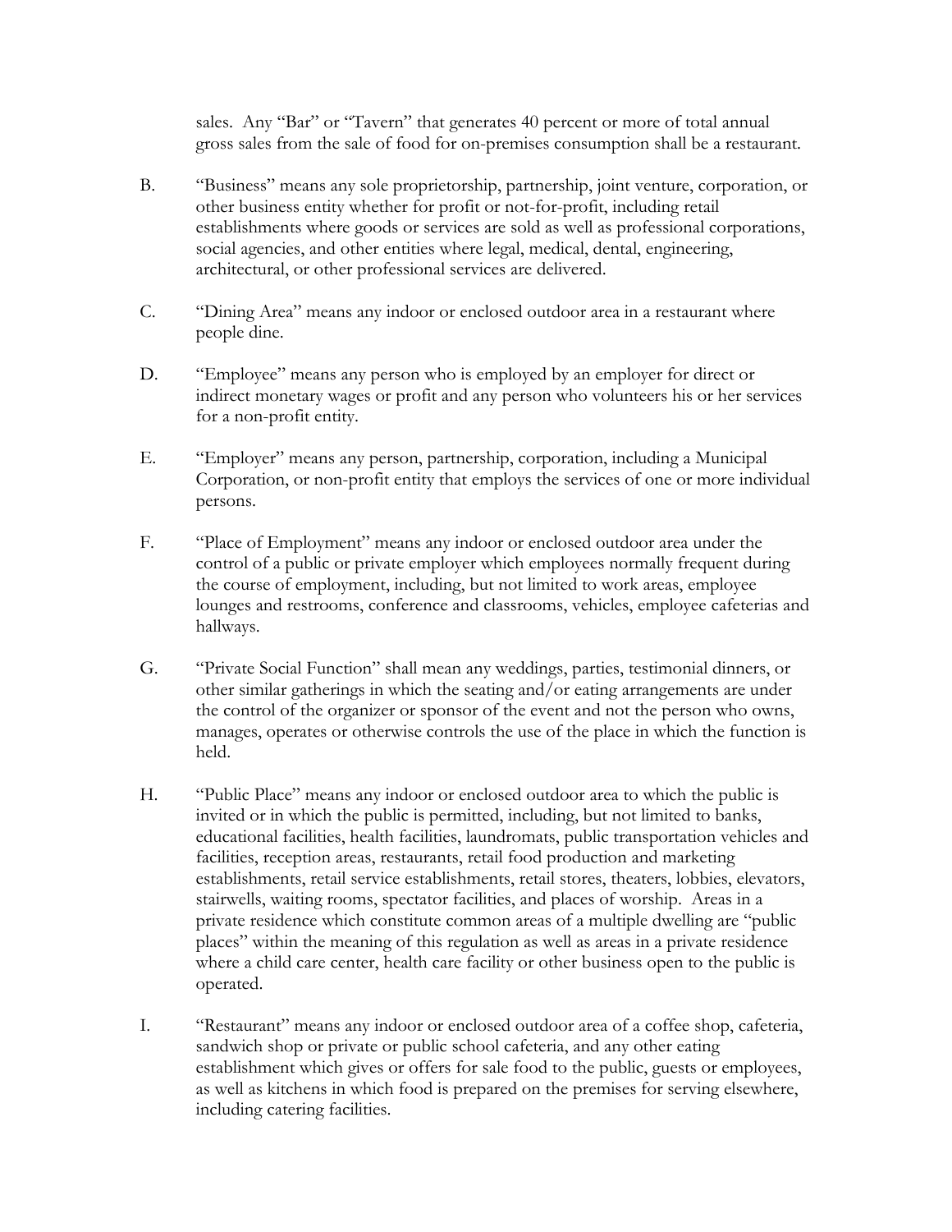sales. Any "Bar" or "Tavern" that generates 40 percent or more of total annual gross sales from the sale of food for on-premises consumption shall be a restaurant.

B. "Business" means any sole proprietorship, partnership, joint venture, corporation, or other business entity whether for profit or not-for-profit, including retail establishments where goods or services are sold as well as professional corporations, social agencies, and other entities where legal, medical, dental, engineering, architectural, or other professional services are delivered.

C. "Dining Area" means any indoor or enclosed outdoor area in a restaurant where people dine.

D. "Employee" means any person who is employed by an employer for direct or indirect monetary wages or profit and any person who volunteers his or her services for a non-profit entity.

E. "Employer" means any person, partnership, corporation, including a Municipal Corporation, or non-profit entity that employs the services of one or more individual persons.

F. "Place of Employment" means any indoor or enclosed outdoor area under the control of a public or private employer which employees normally frequent during the course of employment, including, but not limited to work areas, employee lounges and restrooms, conference and classrooms, vehicles, employee cafeterias and hallways.

G. "Private Social Function" shall mean any weddings, parties, testimonial dinners, or other similar gatherings in which the seating and/or eating arrangements are under the control of the organizer or sponsor of the event and not the person who owns, manages, operates or otherwise controls the use of the place in which the function is held.

H. "Public Place" means any indoor or enclosed outdoor area to which the public is invited or in which the public is permitted, including, but not limited to banks, educational facilities, health facilities, laundromats, public transportation vehicles and facilities, reception areas, restaurants, retail food production and marketing establishments, retail service establishments, retail stores, theaters, lobbies, elevators, stairwells, waiting rooms, spectator facilities, and places of worship. Areas in a private residence which constitute common areas of a multiple dwelling are "public places" within the meaning of this regulation as well as areas in a private residence where a child care center, health care facility or other business open to the public is operated.

I. "Restaurant" means any indoor or enclosed outdoor area of a coffee shop, cafeteria, sandwich shop or private or public school cafeteria, and any other eating establishment which gives or offers for sale food to the public, guests or employees, as well as kitchens in which food is prepared on the premises for serving elsewhere, including catering facilities.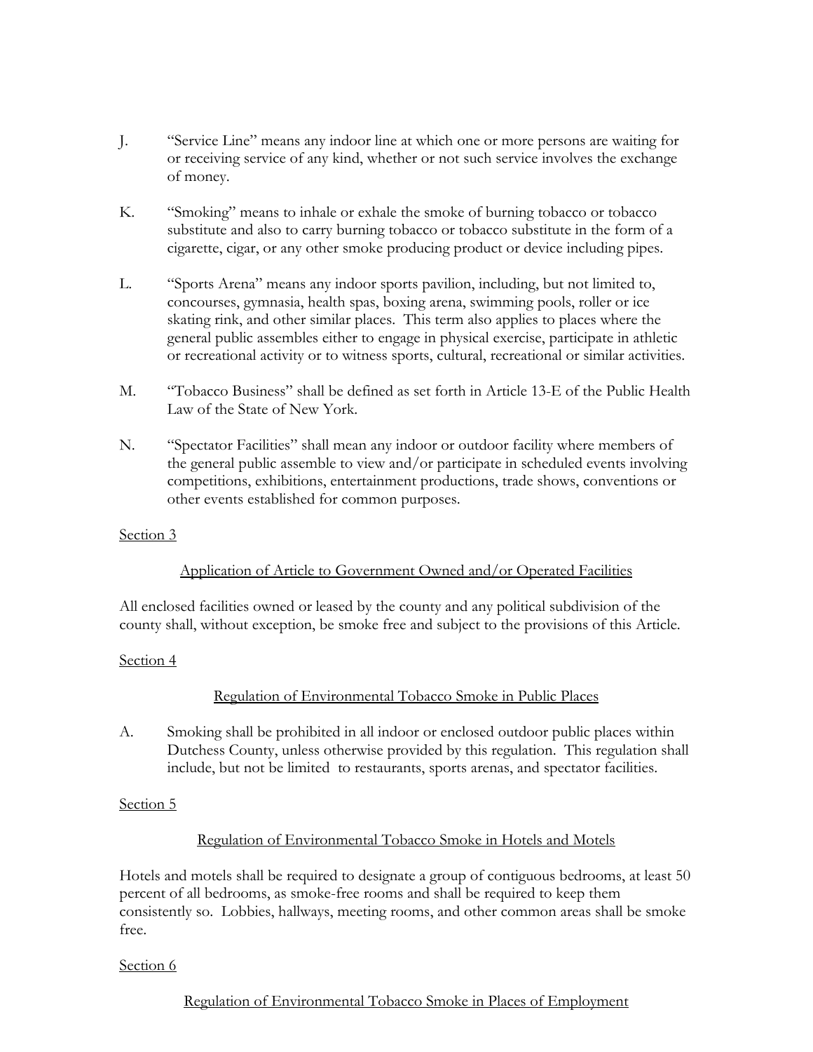J. "Service Line" means any indoor line at which one or more persons are waiting for or receiving service of any kind, whether or not such service involves the exchange of money.

K. "Smoking" means to inhale or exhale the smoke of burning tobacco or tobacco substitute and also to carry burning tobacco or tobacco substitute in the form of a cigarette, cigar, or any other smoke producing product or device including pipes.

L. "Sports Arena" means any indoor sports pavilion, including, but not limited to, concourses, gymnasia, health spas, boxing arena, swimming pools, roller or ice skating rink, and other similar places. This term also applies to places where the general public assembles either to engage in physical exercise, participate in athletic or recreational activity or to witness sports, cultural, recreational or similar activities.

M. "Tobacco Business" shall be defined as set forth in Article 13-E of the Public Health Law of the State of New York.

N. "Spectator Facilities" shall mean any indoor or outdoor facility where members of the general public assemble to view and/or participate in scheduled events involving competitions, exhibitions, entertainment productions, trade shows, conventions or other events established for common purposes.

Section 3

Application of Article to Government Owned and/or Operated Facilities

All enclosed facilities owned or leased by the county and any political subdivision of the county shall, without exception, be smoke free and subject to the provisions of this Article.

Section 4

Regulation of Environmental Tobacco Smoke in Public Places

A. Smoking shall be prohibited in all indoor or enclosed outdoor public places within Dutchess County, unless otherwise provided by this regulation. This regulation shall include, but not be limited to restaurants, sports arenas, and spectator facilities.

Section 5

Regulation of Environmental Tobacco Smoke in Hotels and Motels

Hotels and motels shall be required to designate a group of contiguous bedrooms, at least 50 percent of all bedrooms, as smoke-free rooms and shall be required to keep them consistently so. Lobbies, hallways, meeting rooms, and other common areas shall be smoke free.

Section 6

Regulation of Environmental Tobacco Smoke in Places of Employment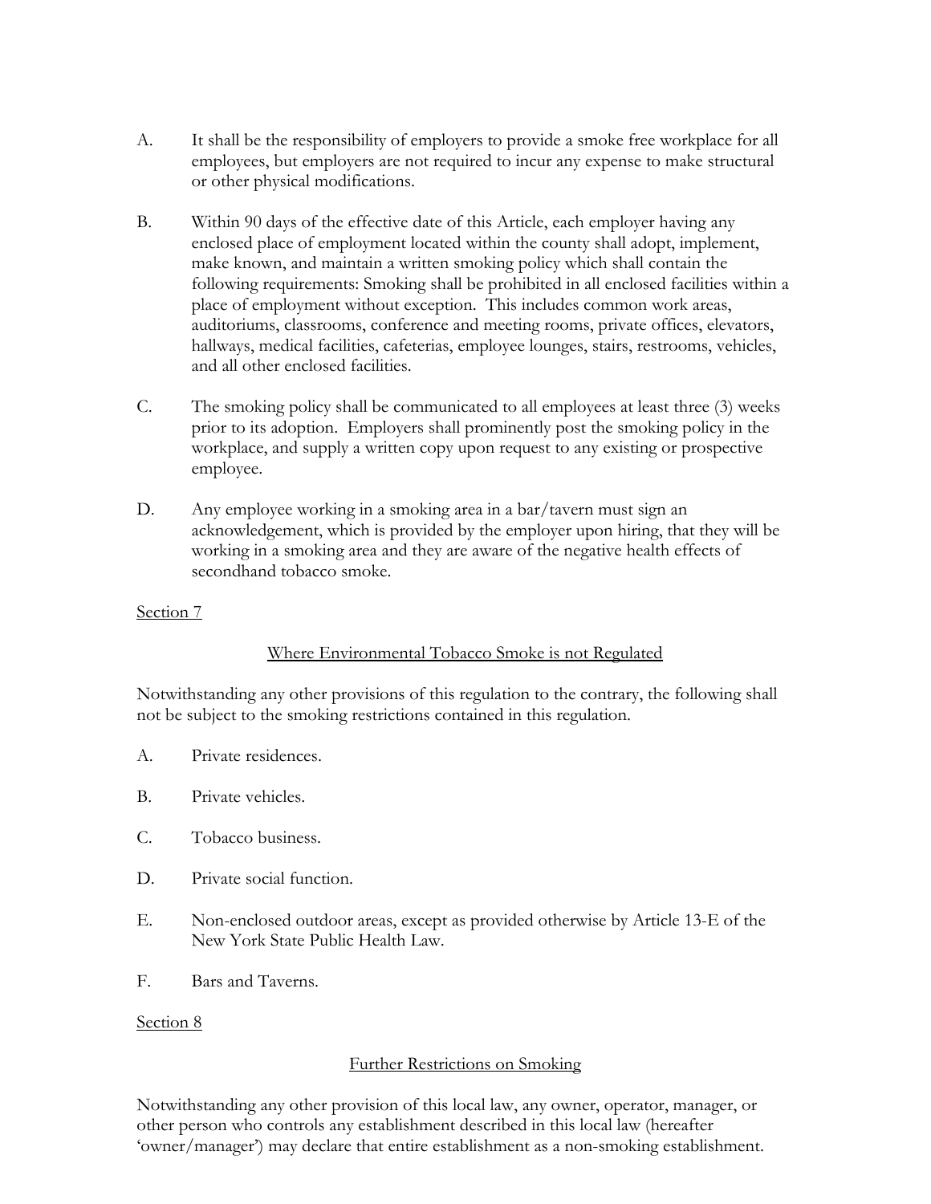A. It shall be the responsibility of employers to provide a smoke free workplace for all employees, but employers are not required to incur any expense to make structural or other physical modifications.

B. Within 90 days of the effective date of this Article, each employer having any enclosed place of employment located within the county shall adopt, implement, make known, and maintain a written smoking policy which shall contain the following requirements: Smoking shall be prohibited in all enclosed facilities within a place of employment without exception. This includes common work areas, auditoriums, classrooms, conference and meeting rooms, private offices, elevators, hallways, medical facilities, cafeterias, employee lounges, stairs, restrooms, vehicles, and all other enclosed facilities.

C. The smoking policy shall be communicated to all employees at least three (3) weeks prior to its adoption. Employers shall prominently post the smoking policy in the workplace, and supply a written copy upon request to any existing or prospective employee.

D. Any employee working in a smoking area in a bar/tavern must sign an acknowledgement, which is provided by the employer upon hiring, that they will be working in a smoking area and they are aware of the negative health effects of secondhand tobacco smoke.

Section 7

Where Environmental Tobacco Smoke is not Regulated

Notwithstanding any other provisions of this regulation to the contrary, the following shall not be subject to the smoking restrictions contained in this regulation.

A. Private residences.

B. Private vehicles.

C. Tobacco business.

D. Private social function.

E. Non-enclosed outdoor areas, except as provided otherwise by Article 13-E of the New York State Public Health Law.

F. Bars and Taverns.

Section 8

Further Restrictions on Smoking

Notwithstanding any other provision of this local law, any owner, operator, manager, or other person who controls any establishment described in this local law (hereafter 'owner/manager') may declare that entire establishment as a non-smoking establishment.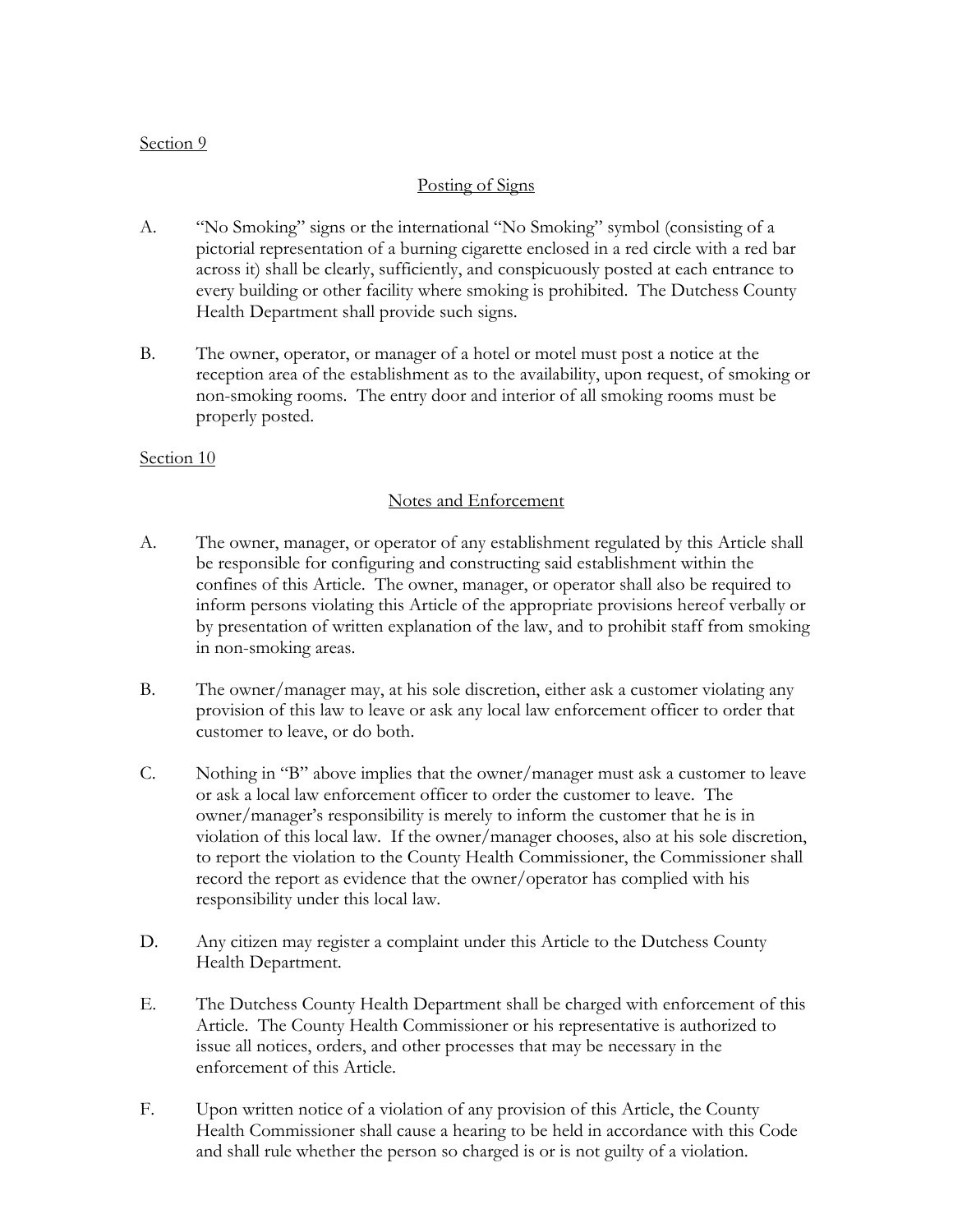Section 9

## Posting of Signs

A. "No Smoking" signs or the international "No Smoking" symbol (consisting of a pictorial representation of a burning cigarette enclosed in a red circle with a red bar across it) shall be clearly, sufficiently, and conspicuously posted at each entrance to every building or other facility where smoking is prohibited. The Dutchess County Health Department shall provide such signs.

B. The owner, operator, or manager of a hotel or motel must post a notice at the reception area of the establishment as to the availability, upon request, of smoking or non-smoking rooms. The entry door and interior of all smoking rooms must be properly posted.

Section 10

## Notes and Enforcement

A. The owner, manager, or operator of any establishment regulated by this Article shall be responsible for configuring and constructing said establishment within the confines of this Article. The owner, manager, or operator shall also be required to inform persons violating this Article of the appropriate provisions hereof verbally or by presentation of written explanation of the law, and to prohibit staff from smoking in non-smoking areas.

B. The owner/manager may, at his sole discretion, either ask a customer violating any provision of this law to leave or ask any local law enforcement officer to order that customer to leave, or do both.

C. Nothing in "B" above implies that the owner/manager must ask a customer to leave or ask a local law enforcement officer to order the customer to leave. The owner/manager's responsibility is merely to inform the customer that he is in violation of this local law. If the owner/manager chooses, also at his sole discretion, to report the violation to the County Health Commissioner, the Commissioner shall record the report as evidence that the owner/operator has complied with his responsibility under this local law.

D. Any citizen may register a complaint under this Article to the Dutchess County Health Department.

E. The Dutchess County Health Department shall be charged with enforcement of this Article. The County Health Commissioner or his representative is authorized to issue all notices, orders, and other processes that may be necessary in the enforcement of this Article.

F. Upon written notice of a violation of any provision of this Article, the County Health Commissioner shall cause a hearing to be held in accordance with this Code and shall rule whether the person so charged is or is not guilty of a violation.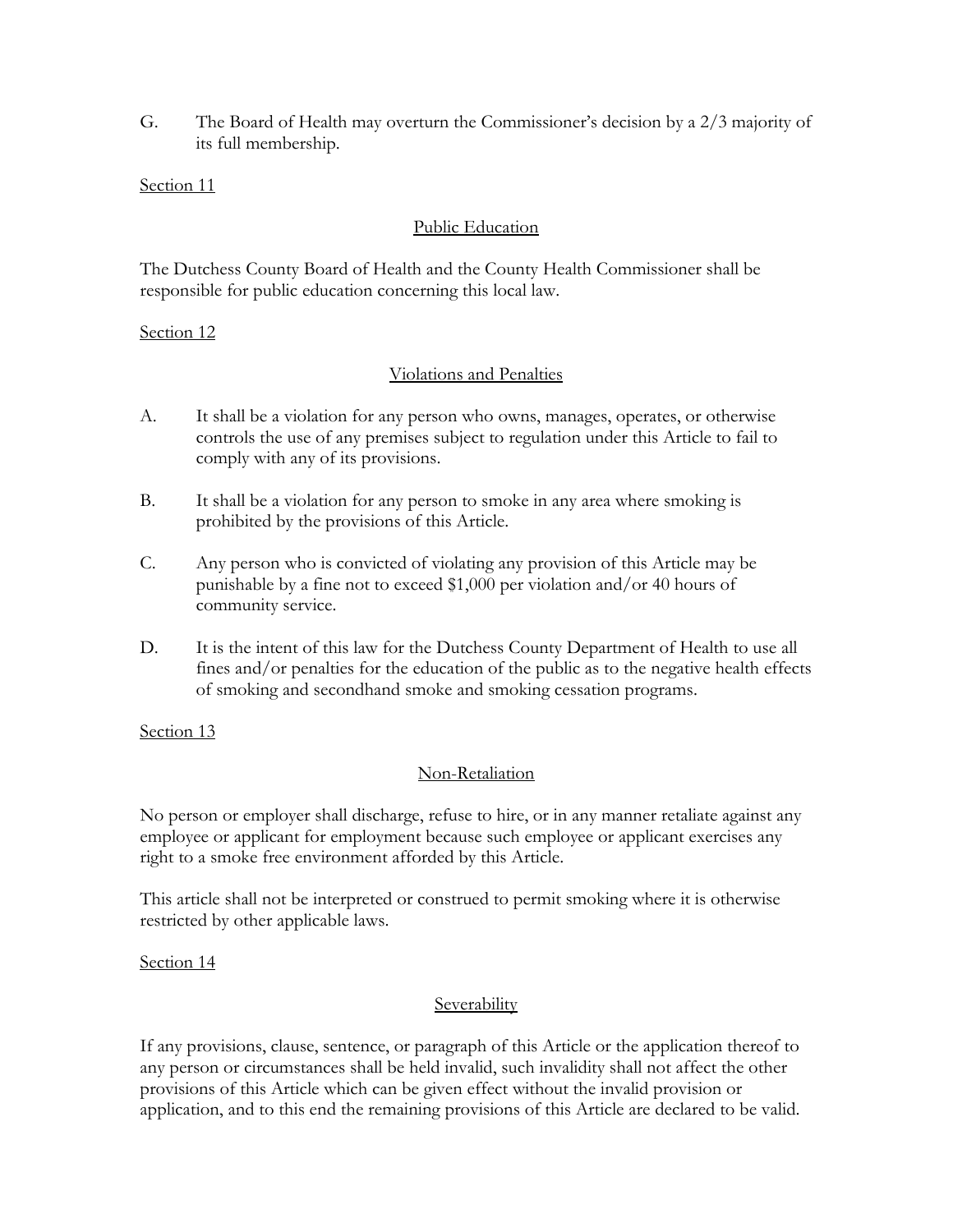G. The Board of Health may overturn the Commissioner's decision by a 2/3 majority of its full membership.

Section 11

## Public Education

The Dutchess County Board of Health and the County Health Commissioner shall be responsible for public education concerning this local law.

Section 12

## Violations and Penalties

A. It shall be a violation for any person who owns, manages, operates, or otherwise controls the use of any premises subject to regulation under this Article to fail to comply with any of its provisions.

B. It shall be a violation for any person to smoke in any area where smoking is prohibited by the provisions of this Article.

C. Any person who is convicted of violating any provision of this Article may be punishable by a fine not to exceed $1,000 per violation and/or 40 hours of community service.

D. It is the intent of this law for the Dutchess County Department of Health to use all fines and/or penalties for the education of the public as to the negative health effects of smoking and secondhand smoke and smoking cessation programs.

Section 13

## Non-Retaliation

No person or employer shall discharge, refuse to hire, or in any manner retaliate against any employee or applicant for employment because such employee or applicant exercises any right to a smoke free environment afforded by this Article.

This article shall not be interpreted or construed to permit smoking where it is otherwise restricted by other applicable laws.

Section 14

## Severability

If any provisions, clause, sentence, or paragraph of this Article or the application thereof to any person or circumstances shall be held invalid, such invalidity shall not affect the other provisions of this Article which can be given effect without the invalid provision or application, and to this end the remaining provisions of this Article are declared to be valid.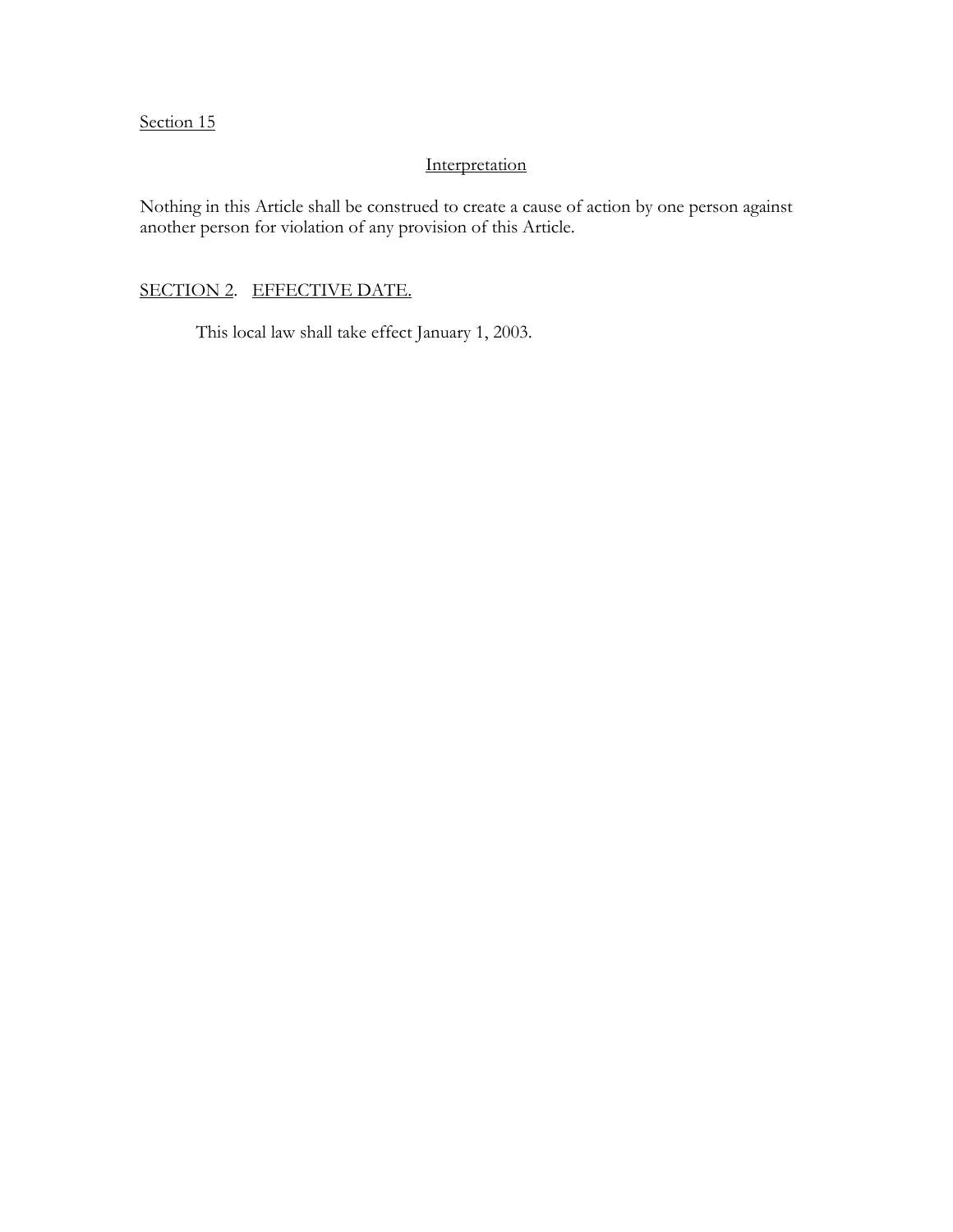Section 15

Interpretation

Nothing in this Article shall be construed to create a cause of action by one person against another person for violation of any provision of this Article.

SECTION 2. EFFECTIVE DATE.

This local law shall take effect January 1, 2003.